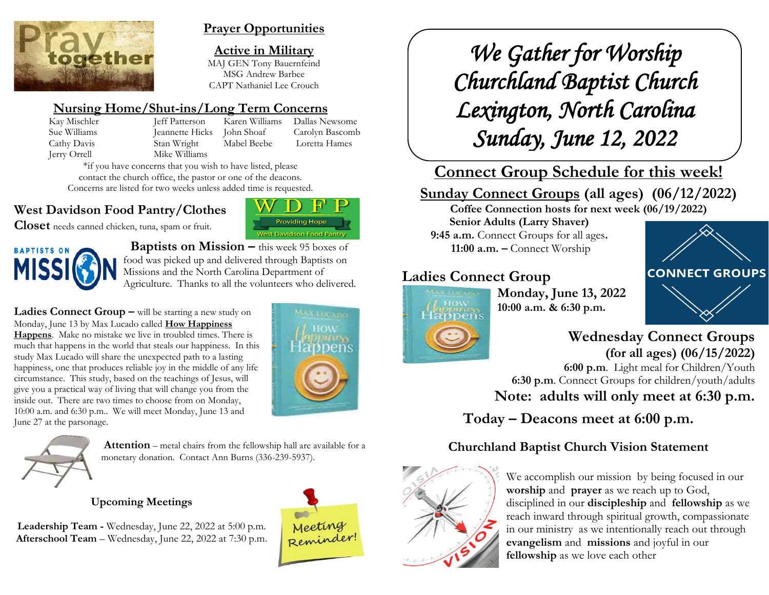## Prayer Opportunities

### Active in Military

MAJ GEN Tony Bauernfeind
MSG Andrew Barbee
CAPT Nathaniel Lee Crouch

### Nursing Home/Shut-ins/Long Term Concerns

| | | | |
|---|---|---|---|
| Kay Mischler | Jeff Patterson | Karen Williams | Dallas Newsome |
| Sue Williams | Jeannette Hicks | John Shoaf | Carolyn Bascomb |
| Cathy Davis | Stan Wright | Mabel Beebe | Loretta Hames |
| Jerry Orrell | Mike Williams | | |

*if you have concerns that you wish to have listed, please contact the church office, the pastor or one of the deacons. Concerns are listed for two weeks unless added time is requested.

**West Davidson Food Pantry/Clothes Closet** needs canned chicken, tuna, spam or fruit.

**Baptists on Mission –** this week 95 boxes of food was picked up and delivered through Baptists on Missions and the North Carolina Department of Agriculture. Thanks to all the volunteers who delivered.

**Ladies Connect Group –** will be starting a new study on Monday, June 13 by Max Lucado called **How Happiness Happens**. Make no mistake we live in troubled times. There is much that happens in the world that steals our happiness. In this study Max Lucado will share the unexpected path to a lasting happiness, one that produces reliable joy in the middle of any life circumstance. This study, based on the teachings of Jesus, will give you a practical way of living that will change you from the inside out. There are two times to choose from on Monday, 10:00 a.m. and 6:30 p.m.. We will meet Monday, June 13 and June 27 at the parsonage.

**Attention** – metal chairs from the fellowship hall are available for a monetary donation. Contact Ann Burns (336-239-5937).

### Upcoming Meetings

**Leadership Team -** Wednesday, June 22, 2022 at 5:00 p.m.
**Afterschool Team** – Wednesday, June 22, 2022 at 7:30 p.m.

# *We Gather for Worship*
# *Churchland Baptist Church*
# *Lexington, North Carolina*
# *Sunday, June 12, 2022*

## Connect Group Schedule for this week!

### Sunday Connect Groups (all ages) (06/12/2022)

**Coffee Connection hosts for next week (06/19/2022)**
**Senior Adults (Larry Shaver)**
**9:45 a.m.** Connect Groups for all ages.
**11:00 a.m. –** Connect Worship

### Ladies Connect Group

**Monday, June 13, 2022**
**10:00 a.m. & 6:30 p.m.**

### Wednesday Connect Groups (for all ages) (06/15/2022)

**6:00 p.m**. Light meal for Children/Youth
**6:30 p.m**. Connect Groups for children/youth/adults

**Note: adults will only meet at 6:30 p.m.**

**Today – Deacons meet at 6:00 p.m.**

### Churchland Baptist Church Vision Statement

We accomplish our mission by being focused in our **worship** and **prayer** as we reach up to God, disciplined in our **discipleship** and **fellowship** as we reach inward through spiritual growth, compassionate in our ministry as we intentionally reach out through **evangelism** and **missions** and joyful in our **fellowship** as we love each other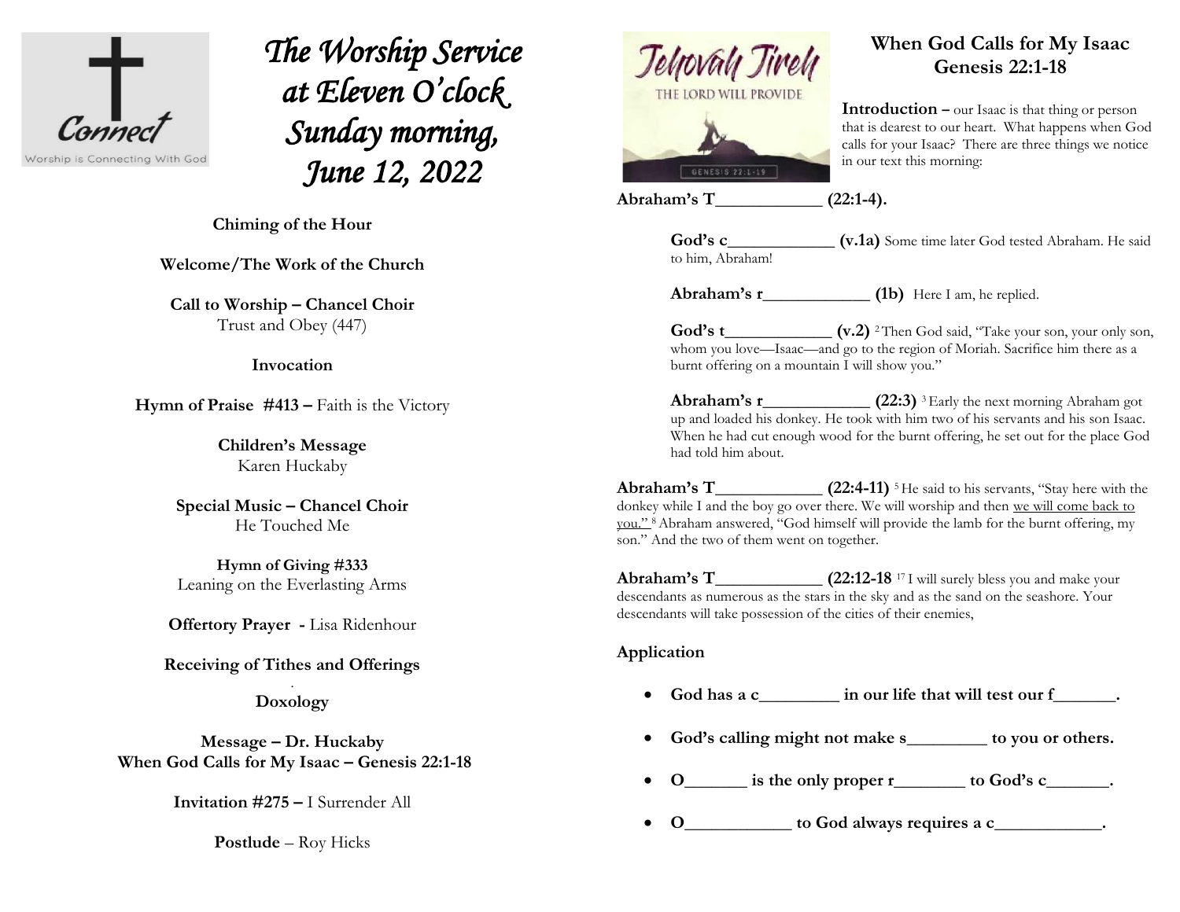Connect
Worship is Connecting With God

# *The Worship Service at Eleven O'clock Sunday morning, June 12, 2022*

**Chiming of the Hour**

**Welcome/The Work of the Church**

**Call to Worship – Chancel Choir**
Trust and Obey (447)

**Invocation**

**Hymn of Praise #413 –** Faith is the Victory

**Children's Message**
Karen Huckaby

**Special Music – Chancel Choir**
He Touched Me

**Hymn of Giving #333**
Leaning on the Everlasting Arms

**Offertory Prayer -** Lisa Ridenhour

**Receiving of Tithes and Offerings**

**Doxology**

**Message – Dr. Huckaby**
**When God Calls for My Isaac – Genesis 22:1-18**

**Invitation #275 –** I Surrender All

**Postlude** – Roy Hicks

Jehovah Jireh
THE LORD WILL PROVIDE
GENESIS 22:1-19

## When God Calls for My Isaac
## Genesis 22:1-18

**Introduction –** our Isaac is that thing or person that is dearest to our heart. What happens when God calls for your Isaac? There are three things we notice in our text this morning:

**Abraham's T____________ (22:1-4).**

> **God's c____________ (v.1a)** Some time later God tested Abraham. He said to him, Abraham!
>
> **Abraham's r____________ (1b)** Here I am, he replied.
>
> **God's t____________ (v.2)** [2] Then God said, "Take your son, your only son, whom you love—Isaac—and go to the region of Moriah. Sacrifice him there as a burnt offering on a mountain I will show you."
>
> **Abraham's r____________ (22:3)** [3] Early the next morning Abraham got up and loaded his donkey. He took with him two of his servants and his son Isaac. When he had cut enough wood for the burnt offering, he set out for the place God had told him about.

**Abraham's T____________ (22:4-11)** [5] He said to his servants, "Stay here with the donkey while I and the boy go over there. We will worship and then <u>we will come back to you."</u> [8] Abraham answered, "God himself will provide the lamb for the burnt offering, my son." And the two of them went on together.

**Abraham's T____________ (22:12-18** [17] I will surely bless you and make your descendants as numerous as the stars in the sky and as the sand on the seashore. Your descendants will take possession of the cities of their enemies,

**Application**

- **God has a c_________ in our life that will test our f_______.**
- **God's calling might not make s_________ to you or others.**
- **O_______ is the only proper r________ to God's c_______.**
- **O____________ to God always requires a c____________.**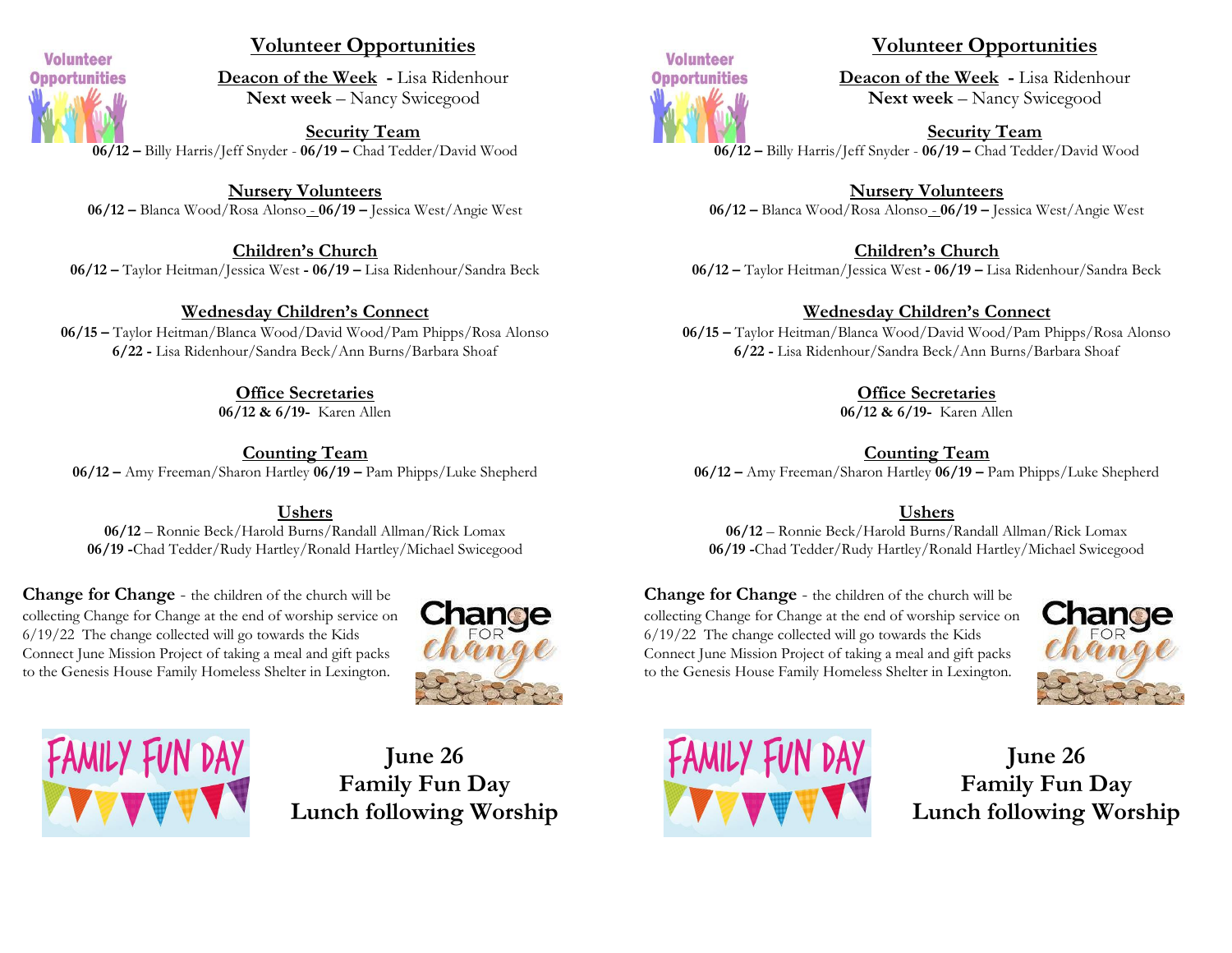# Volunteer Opportunities

**Deacon of the Week** - Lisa Ridenhour
**Next week** – Nancy Swicegood

## Security Team

**06/12 –** Billy Harris/Jeff Snyder - **06/19 –** Chad Tedder/David Wood

## Nursery Volunteers

**06/12 –** Blanca Wood/Rosa Alonso - **06/19 –** Jessica West/Angie West

## Children's Church

**06/12 –** Taylor Heitman/Jessica West - **06/19 –** Lisa Ridenhour/Sandra Beck

## Wednesday Children's Connect

**06/15 –** Taylor Heitman/Blanca Wood/David Wood/Pam Phipps/Rosa Alonso
**6/22 -** Lisa Ridenhour/Sandra Beck/Ann Burns/Barbara Shoaf

## Office Secretaries

**06/12 & 6/19-** Karen Allen

## Counting Team

**06/12 –** Amy Freeman/Sharon Hartley **06/19 –** Pam Phipps/Luke Shepherd

## Ushers

**06/12** – Ronnie Beck/Harold Burns/Randall Allman/Rick Lomax
**06/19 -**Chad Tedder/Rudy Hartley/Ronald Hartley/Michael Swicegood

**Change for Change** - the children of the church will be collecting Change for Change at the end of worship service on 6/19/22 The change collected will go towards the Kids Connect June Mission Project of taking a meal and gift packs to the Genesis House Family Homeless Shelter in Lexington.

**June 26**
**Family Fun Day**
**Lunch following Worship**

# Volunteer Opportunities

**Deacon of the Week** - Lisa Ridenhour
**Next week** – Nancy Swicegood

## Security Team

**06/12 –** Billy Harris/Jeff Snyder - **06/19 –** Chad Tedder/David Wood

## Nursery Volunteers

**06/12 –** Blanca Wood/Rosa Alonso - **06/19 –** Jessica West/Angie West

## Children's Church

**06/12 –** Taylor Heitman/Jessica West - **06/19 –** Lisa Ridenhour/Sandra Beck

## Wednesday Children's Connect

**06/15 –** Taylor Heitman/Blanca Wood/David Wood/Pam Phipps/Rosa Alonso
**6/22 -** Lisa Ridenhour/Sandra Beck/Ann Burns/Barbara Shoaf

## Office Secretaries

**06/12 & 6/19-** Karen Allen

## Counting Team

**06/12 –** Amy Freeman/Sharon Hartley **06/19 –** Pam Phipps/Luke Shepherd

## Ushers

**06/12** – Ronnie Beck/Harold Burns/Randall Allman/Rick Lomax
**06/19 -**Chad Tedder/Rudy Hartley/Ronald Hartley/Michael Swicegood

**Change for Change** - the children of the church will be collecting Change for Change at the end of worship service on 6/19/22 The change collected will go towards the Kids Connect June Mission Project of taking a meal and gift packs to the Genesis House Family Homeless Shelter in Lexington.

**June 26**
**Family Fun Day**
**Lunch following Worship**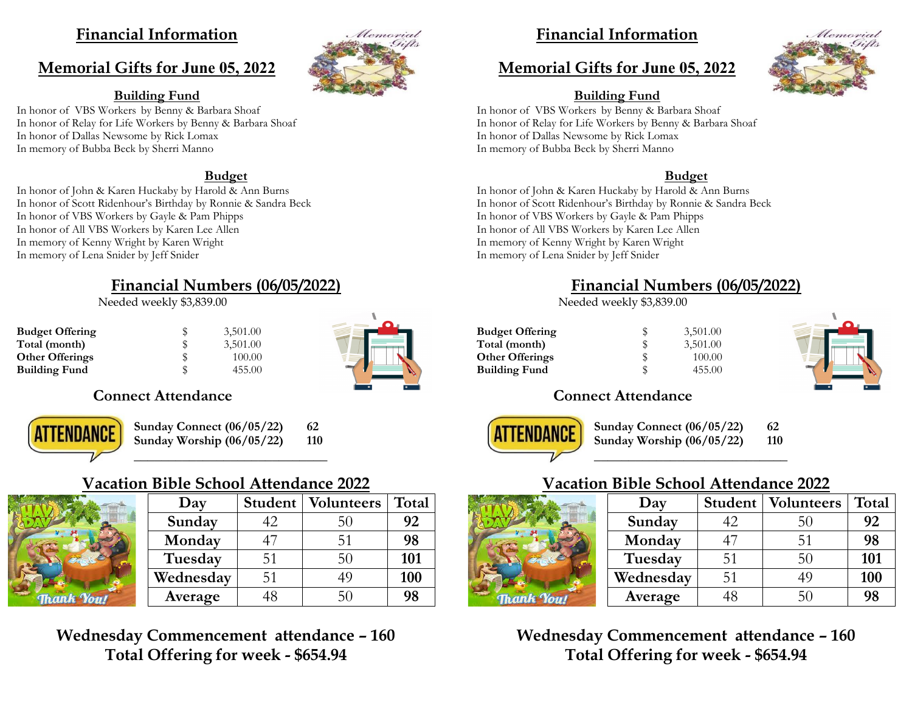# Financial Information

## Memorial Gifts for June 05, 2022

### Building Fund

In honor of VBS Workers by Benny & Barbara Shoaf
In honor of Relay for Life Workers by Benny & Barbara Shoaf
In honor of Dallas Newsome by Rick Lomax
In memory of Bubba Beck by Sherri Manno

### Budget

In honor of John & Karen Huckaby by Harold & Ann Burns
In honor of Scott Ridenhour's Birthday by Ronnie & Sandra Beck
In honor of VBS Workers by Gayle & Pam Phipps
In honor of All VBS Workers by Karen Lee Allen
In memory of Kenny Wright by Karen Wright
In memory of Lena Snider by Jeff Snider

## Financial Numbers (06/05/2022)

Needed weekly $3,839.00

| | | |
|---|---|---|
| **Budget Offering** | $ | 3,501.00 |
| **Total (month)** | $ | 3,501.00 |
| **Other Offerings** | $ | 100.00 |
| **Building Fund** | $ | 455.00 |

### Connect Attendance

ATTENDANCE

| | |
|---|---|
| **Sunday Connect (06/05/22)** | **62** |
| **Sunday Worship (06/05/22)** | **110** |

## Vacation Bible School Attendance 2022

| Day | Student | Volunteers | Total |
|---|---|---|---|
| Sunday | 42 | 50 | **92** |
| Monday | 47 | 51 | **98** |
| Tuesday | 51 | 50 | **101** |
| Wednesday | 51 | 49 | **100** |
| Average | 48 | 50 | **98** |

**Wednesday Commencement attendance – 160**
**Total Offering for week - $654.94**